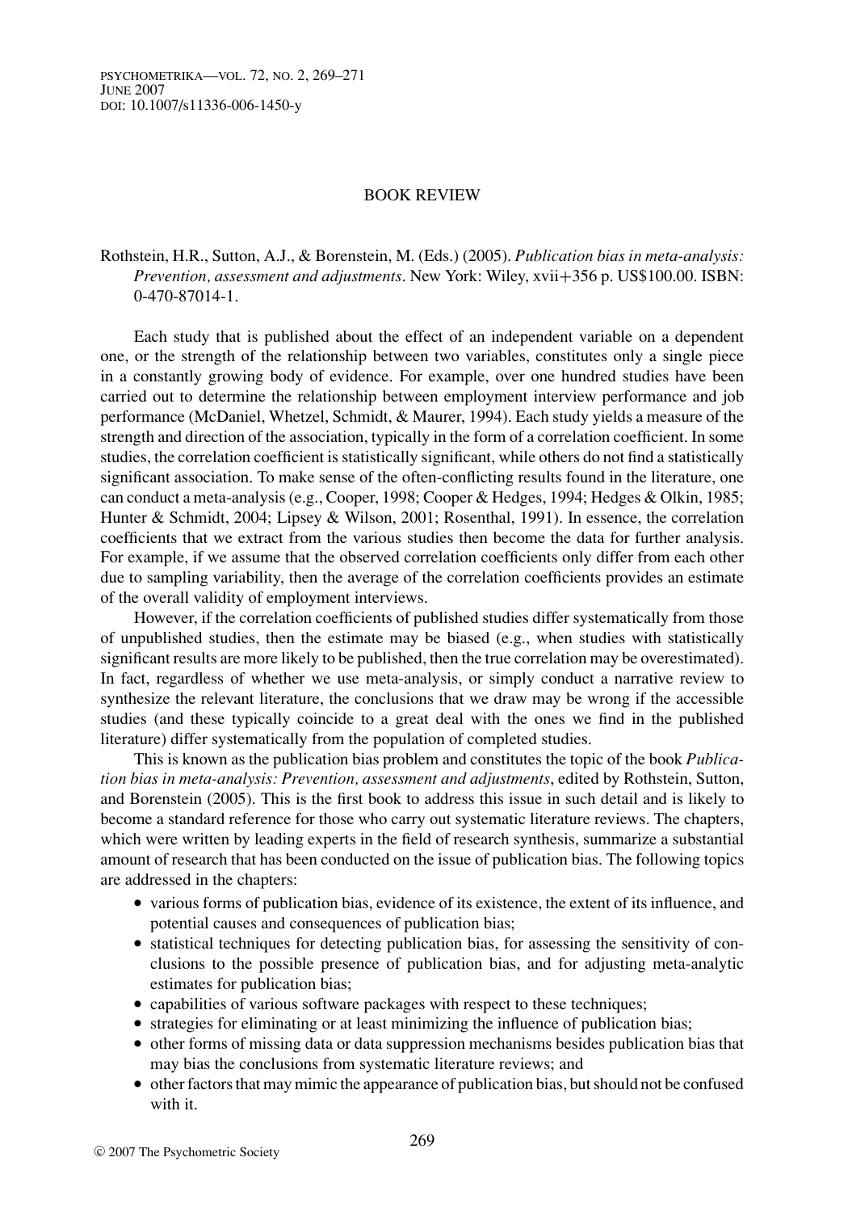## BOOK REVIEW

Rothstein, H.R., Sutton, A.J., & Borenstein, M. (Eds.) (2005). *Publication bias in meta-analysis: Prevention, assessment and adjustments*. New York: Wiley, xvii+356 p. US$100.00. ISBN: 0-470-87014-1.

Each study that is published about the effect of an independent variable on a dependent one, or the strength of the relationship between two variables, constitutes only a single piece in a constantly growing body of evidence. For example, over one hundred studies have been carried out to determine the relationship between employment interview performance and job performance (McDaniel, Whetzel, Schmidt, & Maurer, 1994). Each study yields a measure of the strength and direction of the association, typically in the form of a correlation coefficient. In some studies, the correlation coefficient is statistically significant, while others do not find a statistically significant association. To make sense of the often-conflicting results found in the literature, one can conduct a meta-analysis (e.g., Cooper, 1998; Cooper & Hedges, 1994; Hedges & Olkin, 1985; Hunter & Schmidt, 2004; Lipsey & Wilson, 2001; Rosenthal, 1991). In essence, the correlation coefficients that we extract from the various studies then become the data for further analysis. For example, if we assume that the observed correlation coefficients only differ from each other due to sampling variability, then the average of the correlation coefficients provides an estimate of the overall validity of employment interviews.

However, if the correlation coefficients of published studies differ systematically from those of unpublished studies, then the estimate may be biased (e.g., when studies with statistically significant results are more likely to be published, then the true correlation may be overestimated). In fact, regardless of whether we use meta-analysis, or simply conduct a narrative review to synthesize the relevant literature, the conclusions that we draw may be wrong if the accessible studies (and these typically coincide to a great deal with the ones we find in the published literature) differ systematically from the population of completed studies.

This is known as the publication bias problem and constitutes the topic of the book *Publication bias in meta-analysis: Prevention, assessment and adjustments*, edited by Rothstein, Sutton, and Borenstein (2005). This is the first book to address this issue in such detail and is likely to become a standard reference for those who carry out systematic literature reviews. The chapters, which were written by leading experts in the field of research synthesis, summarize a substantial amount of research that has been conducted on the issue of publication bias. The following topics are addressed in the chapters:

- various forms of publication bias, evidence of its existence, the extent of its influence, and potential causes and consequences of publication bias;
- statistical techniques for detecting publication bias, for assessing the sensitivity of conclusions to the possible presence of publication bias, and for adjusting meta-analytic estimates for publication bias;
- capabilities of various software packages with respect to these techniques;
- strategies for eliminating or at least minimizing the influence of publication bias;
- other forms of missing data or data suppression mechanisms besides publication bias that may bias the conclusions from systematic literature reviews; and
- other factors that may mimic the appearance of publication bias, but should not be confused with it.

© 2007 The Psychometric Society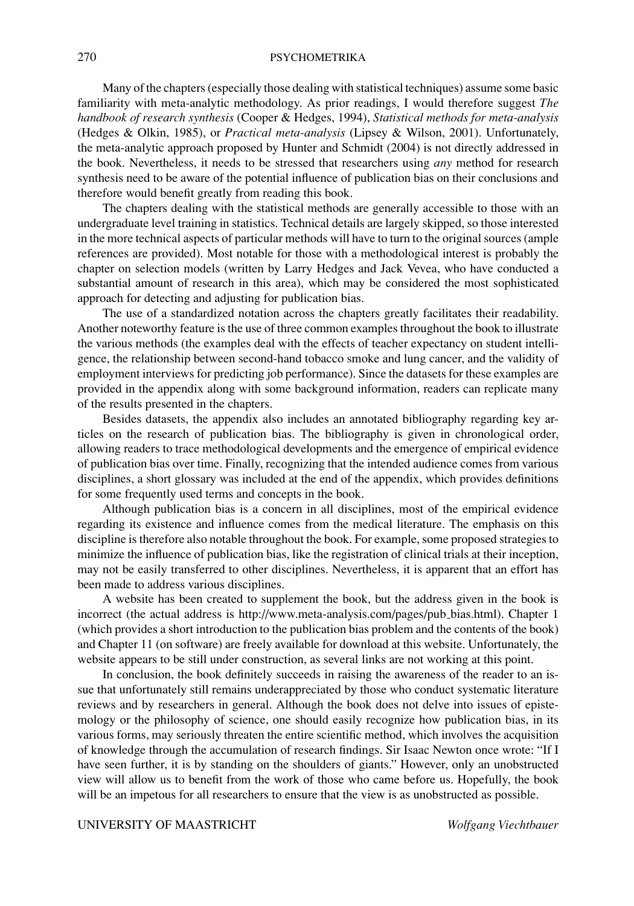Many of the chapters (especially those dealing with statistical techniques) assume some basic familiarity with meta-analytic methodology. As prior readings, I would therefore suggest *The handbook of research synthesis* (Cooper & Hedges, 1994), *Statistical methods for meta-analysis* (Hedges & Olkin, 1985), or *Practical meta-analysis* (Lipsey & Wilson, 2001). Unfortunately, the meta-analytic approach proposed by Hunter and Schmidt (2004) is not directly addressed in the book. Nevertheless, it needs to be stressed that researchers using *any* method for research synthesis need to be aware of the potential influence of publication bias on their conclusions and therefore would benefit greatly from reading this book.

The chapters dealing with the statistical methods are generally accessible to those with an undergraduate level training in statistics. Technical details are largely skipped, so those interested in the more technical aspects of particular methods will have to turn to the original sources (ample references are provided). Most notable for those with a methodological interest is probably the chapter on selection models (written by Larry Hedges and Jack Vevea, who have conducted a substantial amount of research in this area), which may be considered the most sophisticated approach for detecting and adjusting for publication bias.

The use of a standardized notation across the chapters greatly facilitates their readability. Another noteworthy feature is the use of three common examples throughout the book to illustrate the various methods (the examples deal with the effects of teacher expectancy on student intelligence, the relationship between second-hand tobacco smoke and lung cancer, and the validity of employment interviews for predicting job performance). Since the datasets for these examples are provided in the appendix along with some background information, readers can replicate many of the results presented in the chapters.

Besides datasets, the appendix also includes an annotated bibliography regarding key articles on the research of publication bias. The bibliography is given in chronological order, allowing readers to trace methodological developments and the emergence of empirical evidence of publication bias over time. Finally, recognizing that the intended audience comes from various disciplines, a short glossary was included at the end of the appendix, which provides definitions for some frequently used terms and concepts in the book.

Although publication bias is a concern in all disciplines, most of the empirical evidence regarding its existence and influence comes from the medical literature. The emphasis on this discipline is therefore also notable throughout the book. For example, some proposed strategies to minimize the influence of publication bias, like the registration of clinical trials at their inception, may not be easily transferred to other disciplines. Nevertheless, it is apparent that an effort has been made to address various disciplines.

A website has been created to supplement the book, but the address given in the book is incorrect (the actual address is http://www.meta-analysis.com/pages/pub_bias.html). Chapter 1 (which provides a short introduction to the publication bias problem and the contents of the book) and Chapter 11 (on software) are freely available for download at this website. Unfortunately, the website appears to be still under construction, as several links are not working at this point.

In conclusion, the book definitely succeeds in raising the awareness of the reader to an issue that unfortunately still remains underappreciated by those who conduct systematic literature reviews and by researchers in general. Although the book does not delve into issues of epistemology or the philosophy of science, one should easily recognize how publication bias, in its various forms, may seriously threaten the entire scientific method, which involves the acquisition of knowledge through the accumulation of research findings. Sir Isaac Newton once wrote: "If I have seen further, it is by standing on the shoulders of giants." However, only an unobstructed view will allow us to benefit from the work of those who came before us. Hopefully, the book will be an impetous for all researchers to ensure that the view is as unobstructed as possible.

UNIVERSITY OF MAASTRICHT *Wolfgang Viechtbauer*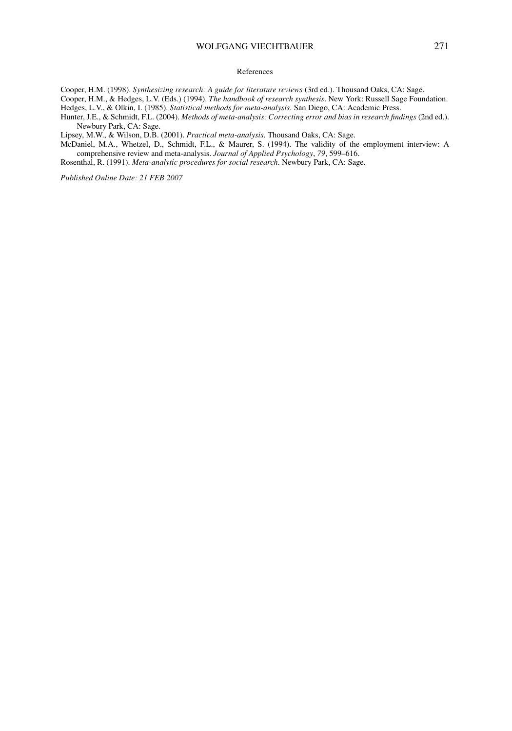## References

Cooper, H.M. (1998). *Synthesizing research: A guide for literature reviews* (3rd ed.). Thousand Oaks, CA: Sage.

Cooper, H.M., & Hedges, L.V. (Eds.) (1994). *The handbook of research synthesis*. New York: Russell Sage Foundation.

Hedges, L.V., & Olkin, I. (1985). *Statistical methods for meta-analysis*. San Diego, CA: Academic Press.

Hunter, J.E., & Schmidt, F.L. (2004). *Methods of meta-analysis: Correcting error and bias in research findings* (2nd ed.). Newbury Park, CA: Sage.

Lipsey, M.W., & Wilson, D.B. (2001). *Practical meta-analysis*. Thousand Oaks, CA: Sage.

McDaniel, M.A., Whetzel, D., Schmidt, F.L., & Maurer, S. (1994). The validity of the employment interview: A comprehensive review and meta-analysis. *Journal of Applied Psychology*, *79*, 599–616.

Rosenthal, R. (1991). *Meta-analytic procedures for social research*. Newbury Park, CA: Sage.

*Published Online Date: 21 FEB 2007*